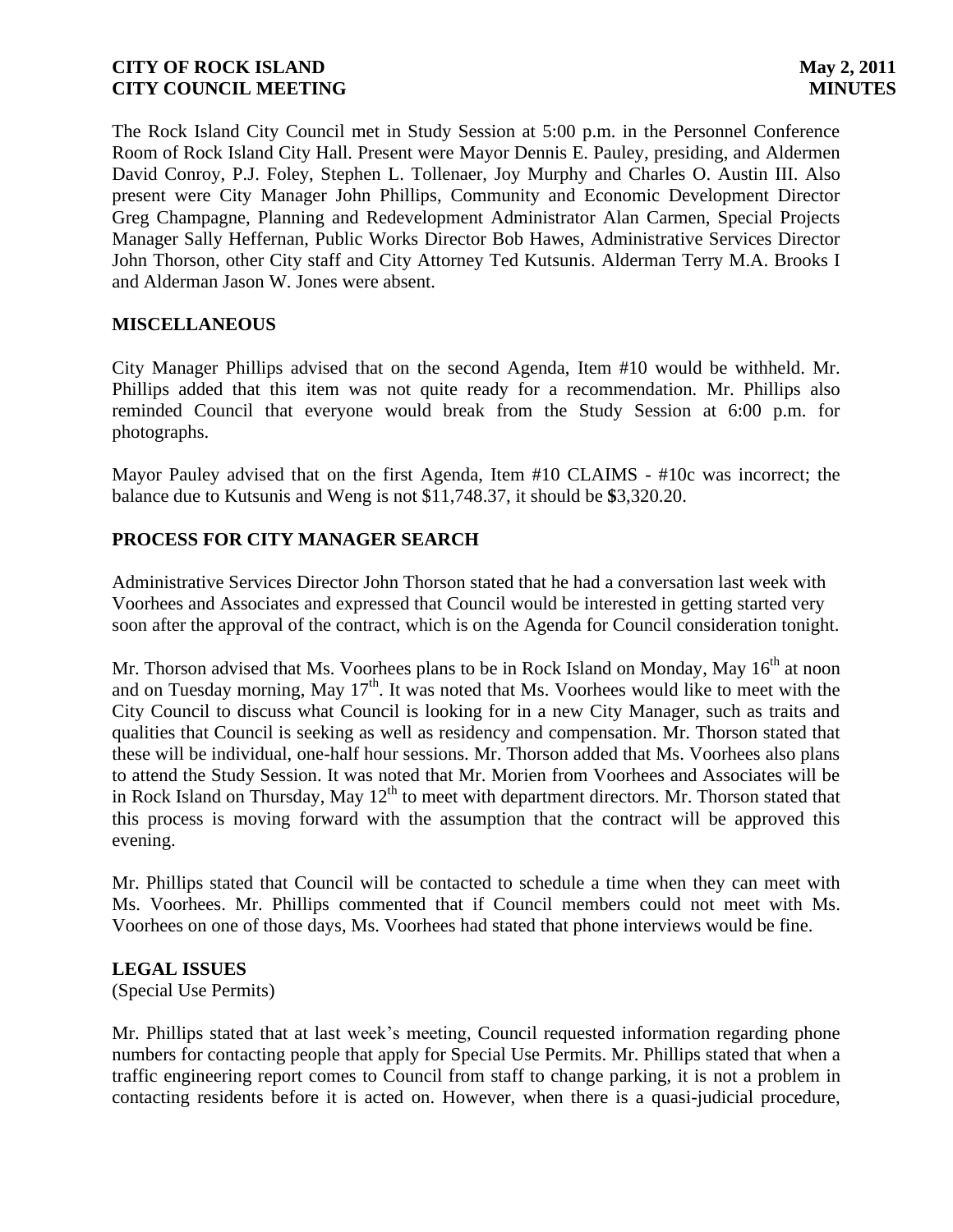The Rock Island City Council met in Study Session at 5:00 p.m. in the Personnel Conference Room of Rock Island City Hall. Present were Mayor Dennis E. Pauley, presiding, and Aldermen David Conroy, P.J. Foley, Stephen L. Tollenaer, Joy Murphy and Charles O. Austin III. Also present were City Manager John Phillips, Community and Economic Development Director Greg Champagne, Planning and Redevelopment Administrator Alan Carmen, Special Projects Manager Sally Heffernan, Public Works Director Bob Hawes, Administrative Services Director John Thorson, other City staff and City Attorney Ted Kutsunis. Alderman Terry M.A. Brooks I and Alderman Jason W. Jones were absent.

## MISCELLANEOUS

City Manager Phillips advised that on the second Agenda, Item #10 would be withheld. Mr. Phillips added that this item was not quite ready for a recommendation. Mr. Phillips also reminded Council that everyone would break from the Study Session at 6:00 p.m. for photographs.

Mayor Pauley advised that on the first Agenda, Item #10 CLAIMS - #10c was incorrect; the balance due to Kutsunis and Weng is not $11,748.37, it should be $3,320.20.

## PROCESS FOR CITY MANAGER SEARCH

Administrative Services Director John Thorson stated that he had a conversation last week with Voorhees and Associates and expressed that Council would be interested in getting started very soon after the approval of the contract, which is on the Agenda for Council consideration tonight.

Mr. Thorson advised that Ms. Voorhees plans to be in Rock Island on Monday, May 16th at noon and on Tuesday morning, May 17th. It was noted that Ms. Voorhees would like to meet with the City Council to discuss what Council is looking for in a new City Manager, such as traits and qualities that Council is seeking as well as residency and compensation. Mr. Thorson stated that these will be individual, one-half hour sessions. Mr. Thorson added that Ms. Voorhees also plans to attend the Study Session. It was noted that Mr. Morien from Voorhees and Associates will be in Rock Island on Thursday, May 12th to meet with department directors. Mr. Thorson stated that this process is moving forward with the assumption that the contract will be approved this evening.

Mr. Phillips stated that Council will be contacted to schedule a time when they can meet with Ms. Voorhees. Mr. Phillips commented that if Council members could not meet with Ms. Voorhees on one of those days, Ms. Voorhees had stated that phone interviews would be fine.

## LEGAL ISSUES

(Special Use Permits)

Mr. Phillips stated that at last week's meeting, Council requested information regarding phone numbers for contacting people that apply for Special Use Permits. Mr. Phillips stated that when a traffic engineering report comes to Council from staff to change parking, it is not a problem in contacting residents before it is acted on. However, when there is a quasi-judicial procedure,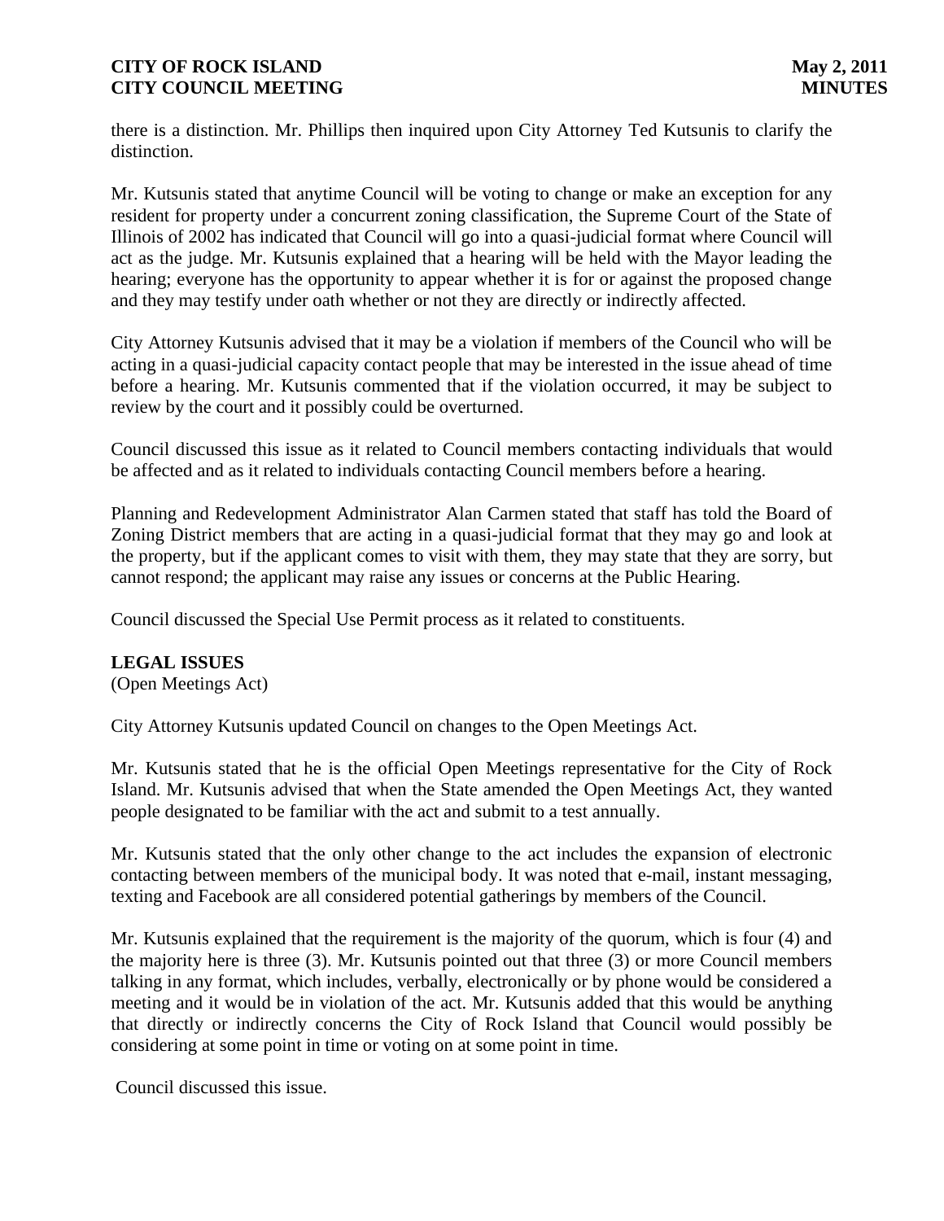there is a distinction. Mr. Phillips then inquired upon City Attorney Ted Kutsunis to clarify the distinction.

Mr. Kutsunis stated that anytime Council will be voting to change or make an exception for any resident for property under a concurrent zoning classification, the Supreme Court of the State of Illinois of 2002 has indicated that Council will go into a quasi-judicial format where Council will act as the judge. Mr. Kutsunis explained that a hearing will be held with the Mayor leading the hearing; everyone has the opportunity to appear whether it is for or against the proposed change and they may testify under oath whether or not they are directly or indirectly affected.

City Attorney Kutsunis advised that it may be a violation if members of the Council who will be acting in a quasi-judicial capacity contact people that may be interested in the issue ahead of time before a hearing. Mr. Kutsunis commented that if the violation occurred, it may be subject to review by the court and it possibly could be overturned.

Council discussed this issue as it related to Council members contacting individuals that would be affected and as it related to individuals contacting Council members before a hearing.

Planning and Redevelopment Administrator Alan Carmen stated that staff has told the Board of Zoning District members that are acting in a quasi-judicial format that they may go and look at the property, but if the applicant comes to visit with them, they may state that they are sorry, but cannot respond; the applicant may raise any issues or concerns at the Public Hearing.

Council discussed the Special Use Permit process as it related to constituents.

**LEGAL ISSUES**
(Open Meetings Act)

City Attorney Kutsunis updated Council on changes to the Open Meetings Act.

Mr. Kutsunis stated that he is the official Open Meetings representative for the City of Rock Island. Mr. Kutsunis advised that when the State amended the Open Meetings Act, they wanted people designated to be familiar with the act and submit to a test annually.

Mr. Kutsunis stated that the only other change to the act includes the expansion of electronic contacting between members of the municipal body. It was noted that e-mail, instant messaging, texting and Facebook are all considered potential gatherings by members of the Council.

Mr. Kutsunis explained that the requirement is the majority of the quorum, which is four (4) and the majority here is three (3). Mr. Kutsunis pointed out that three (3) or more Council members talking in any format, which includes, verbally, electronically or by phone would be considered a meeting and it would be in violation of the act. Mr. Kutsunis added that this would be anything that directly or indirectly concerns the City of Rock Island that Council would possibly be considering at some point in time or voting on at some point in time.

Council discussed this issue.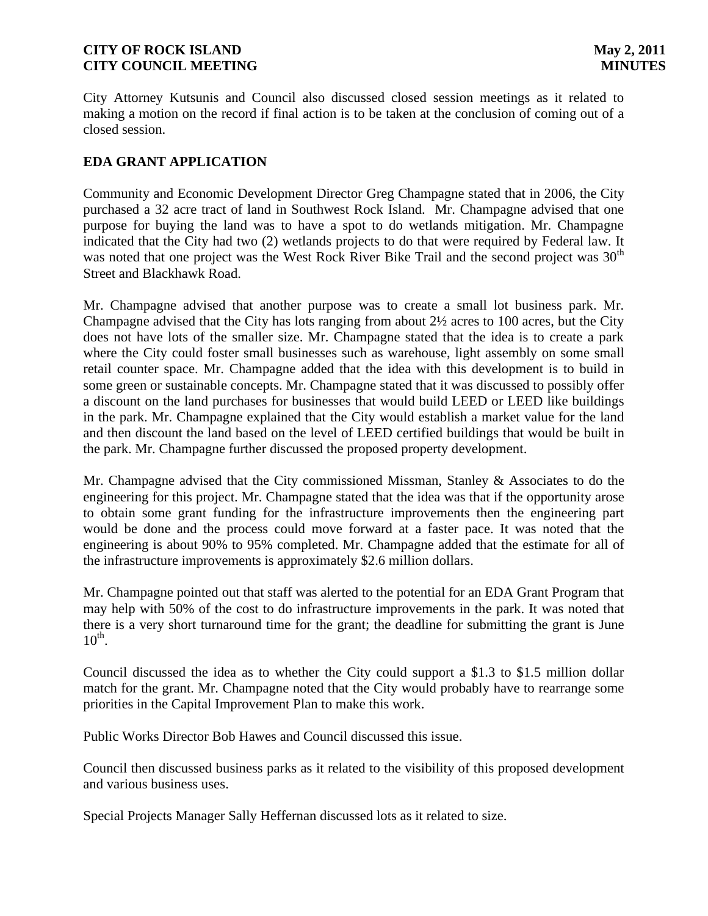City Attorney Kutsunis and Council also discussed closed session meetings as it related to making a motion on the record if final action is to be taken at the conclusion of coming out of a closed session.

## EDA GRANT APPLICATION

Community and Economic Development Director Greg Champagne stated that in 2006, the City purchased a 32 acre tract of land in Southwest Rock Island. Mr. Champagne advised that one purpose for buying the land was to have a spot to do wetlands mitigation. Mr. Champagne indicated that the City had two (2) wetlands projects to do that were required by Federal law. It was noted that one project was the West Rock River Bike Trail and the second project was 30th Street and Blackhawk Road.

Mr. Champagne advised that another purpose was to create a small lot business park. Mr. Champagne advised that the City has lots ranging from about 2½ acres to 100 acres, but the City does not have lots of the smaller size. Mr. Champagne stated that the idea is to create a park where the City could foster small businesses such as warehouse, light assembly on some small retail counter space. Mr. Champagne added that the idea with this development is to build in some green or sustainable concepts. Mr. Champagne stated that it was discussed to possibly offer a discount on the land purchases for businesses that would build LEED or LEED like buildings in the park. Mr. Champagne explained that the City would establish a market value for the land and then discount the land based on the level of LEED certified buildings that would be built in the park. Mr. Champagne further discussed the proposed property development.

Mr. Champagne advised that the City commissioned Missman, Stanley & Associates to do the engineering for this project. Mr. Champagne stated that the idea was that if the opportunity arose to obtain some grant funding for the infrastructure improvements then the engineering part would be done and the process could move forward at a faster pace. It was noted that the engineering is about 90% to 95% completed. Mr. Champagne added that the estimate for all of the infrastructure improvements is approximately $2.6 million dollars.

Mr. Champagne pointed out that staff was alerted to the potential for an EDA Grant Program that may help with 50% of the cost to do infrastructure improvements in the park. It was noted that there is a very short turnaround time for the grant; the deadline for submitting the grant is June 10th.

Council discussed the idea as to whether the City could support a $1.3 to $1.5 million dollar match for the grant. Mr. Champagne noted that the City would probably have to rearrange some priorities in the Capital Improvement Plan to make this work.

Public Works Director Bob Hawes and Council discussed this issue.

Council then discussed business parks as it related to the visibility of this proposed development and various business uses.

Special Projects Manager Sally Heffernan discussed lots as it related to size.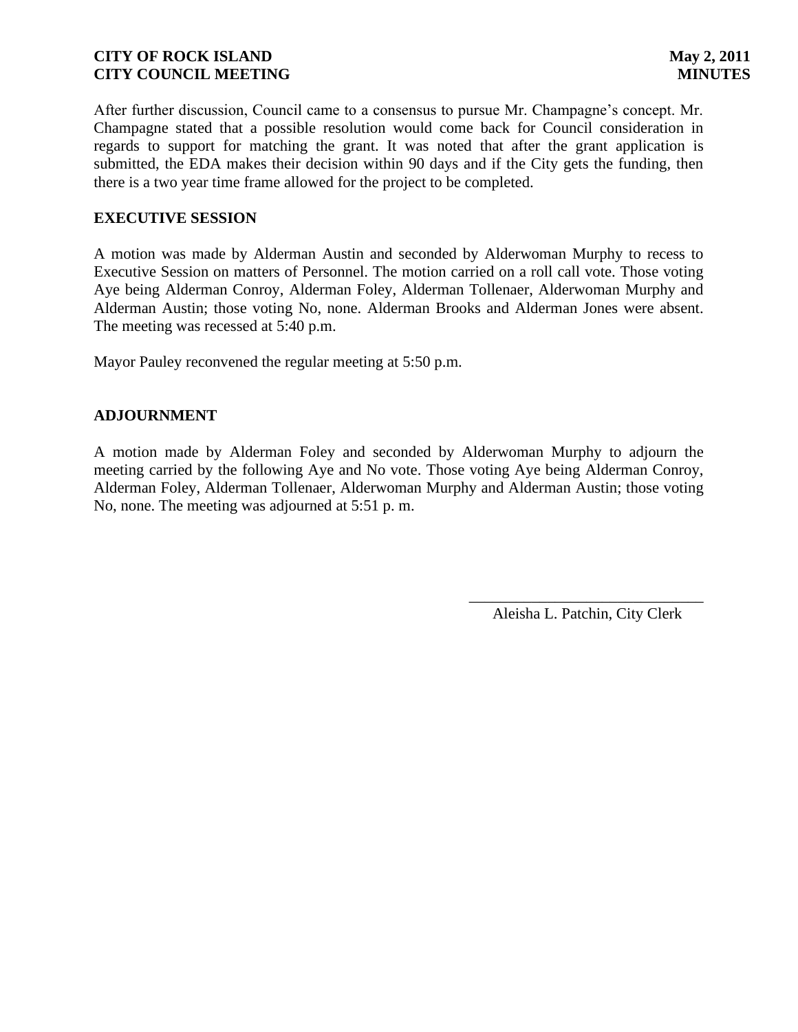After further discussion, Council came to a consensus to pursue Mr. Champagne's concept. Mr. Champagne stated that a possible resolution would come back for Council consideration in regards to support for matching the grant. It was noted that after the grant application is submitted, the EDA makes their decision within 90 days and if the City gets the funding, then there is a two year time frame allowed for the project to be completed.

**EXECUTIVE SESSION**

A motion was made by Alderman Austin and seconded by Alderwoman Murphy to recess to Executive Session on matters of Personnel. The motion carried on a roll call vote. Those voting Aye being Alderman Conroy, Alderman Foley, Alderman Tollenaer, Alderwoman Murphy and Alderman Austin; those voting No, none. Alderman Brooks and Alderman Jones were absent. The meeting was recessed at 5:40 p.m.

Mayor Pauley reconvened the regular meeting at 5:50 p.m.

**ADJOURNMENT**

A motion made by Alderman Foley and seconded by Alderwoman Murphy to adjourn the meeting carried by the following Aye and No vote. Those voting Aye being Alderman Conroy, Alderman Foley, Alderman Tollenaer, Alderwoman Murphy and Alderman Austin; those voting No, none. The meeting was adjourned at 5:51 p. m.

\_\_\_\_\_\_\_\_\_\_\_\_\_\_\_\_\_\_\_\_\_\_\_\_\_\_\_\_\_\_

Aleisha L. Patchin, City Clerk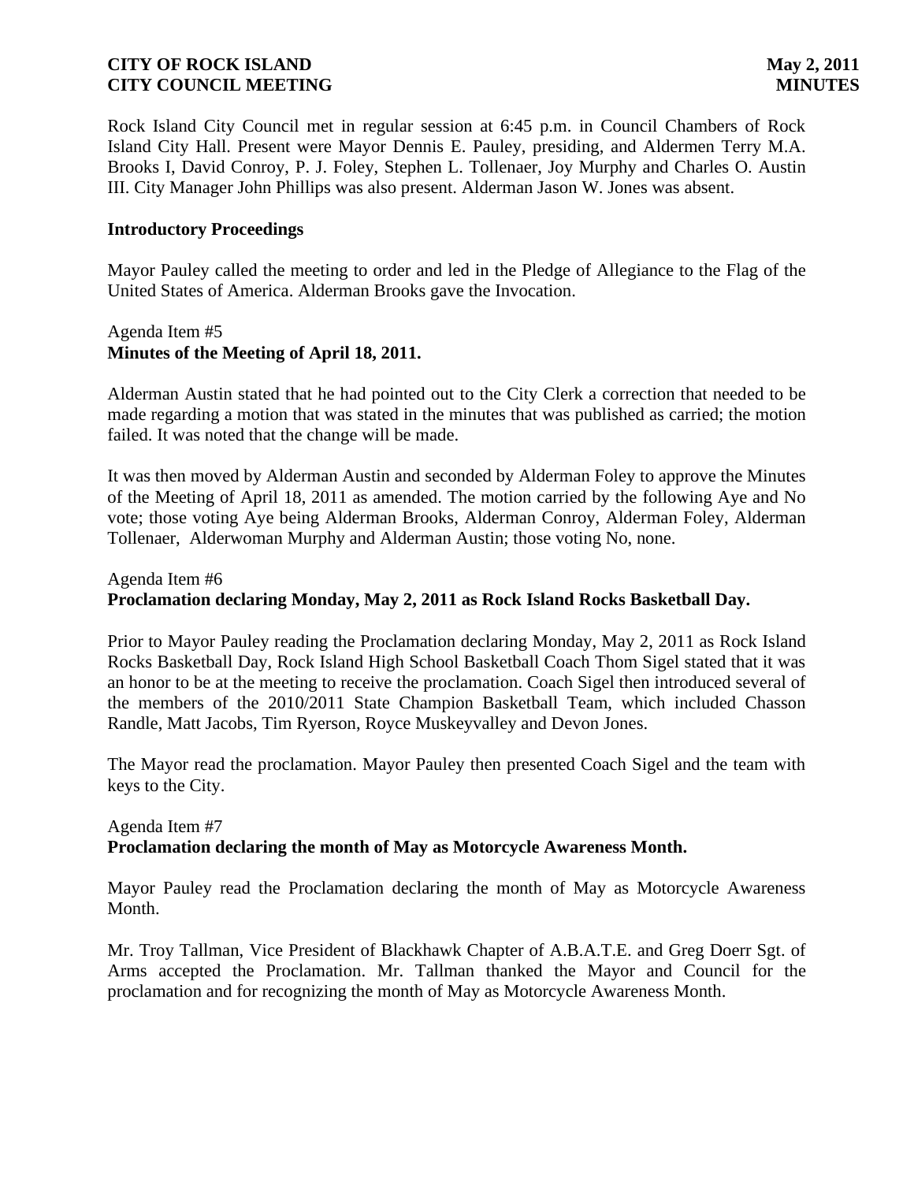Rock Island City Council met in regular session at 6:45 p.m. in Council Chambers of Rock Island City Hall. Present were Mayor Dennis E. Pauley, presiding, and Aldermen Terry M.A. Brooks I, David Conroy, P. J. Foley, Stephen L. Tollenaer, Joy Murphy and Charles O. Austin III. City Manager John Phillips was also present. Alderman Jason W. Jones was absent.

**Introductory Proceedings**

Mayor Pauley called the meeting to order and led in the Pledge of Allegiance to the Flag of the United States of America. Alderman Brooks gave the Invocation.

Agenda Item #5
**Minutes of the Meeting of April 18, 2011.**

Alderman Austin stated that he had pointed out to the City Clerk a correction that needed to be made regarding a motion that was stated in the minutes that was published as carried; the motion failed. It was noted that the change will be made.

It was then moved by Alderman Austin and seconded by Alderman Foley to approve the Minutes of the Meeting of April 18, 2011 as amended. The motion carried by the following Aye and No vote; those voting Aye being Alderman Brooks, Alderman Conroy, Alderman Foley, Alderman Tollenaer, Alderwoman Murphy and Alderman Austin; those voting No, none.

Agenda Item #6
**Proclamation declaring Monday, May 2, 2011 as Rock Island Rocks Basketball Day.**

Prior to Mayor Pauley reading the Proclamation declaring Monday, May 2, 2011 as Rock Island Rocks Basketball Day, Rock Island High School Basketball Coach Thom Sigel stated that it was an honor to be at the meeting to receive the proclamation. Coach Sigel then introduced several of the members of the 2010/2011 State Champion Basketball Team, which included Chasson Randle, Matt Jacobs, Tim Ryerson, Royce Muskeyvalley and Devon Jones.

The Mayor read the proclamation. Mayor Pauley then presented Coach Sigel and the team with keys to the City.

Agenda Item #7
**Proclamation declaring the month of May as Motorcycle Awareness Month.**

Mayor Pauley read the Proclamation declaring the month of May as Motorcycle Awareness Month.

Mr. Troy Tallman, Vice President of Blackhawk Chapter of A.B.A.T.E. and Greg Doerr Sgt. of Arms accepted the Proclamation. Mr. Tallman thanked the Mayor and Council for the proclamation and for recognizing the month of May as Motorcycle Awareness Month.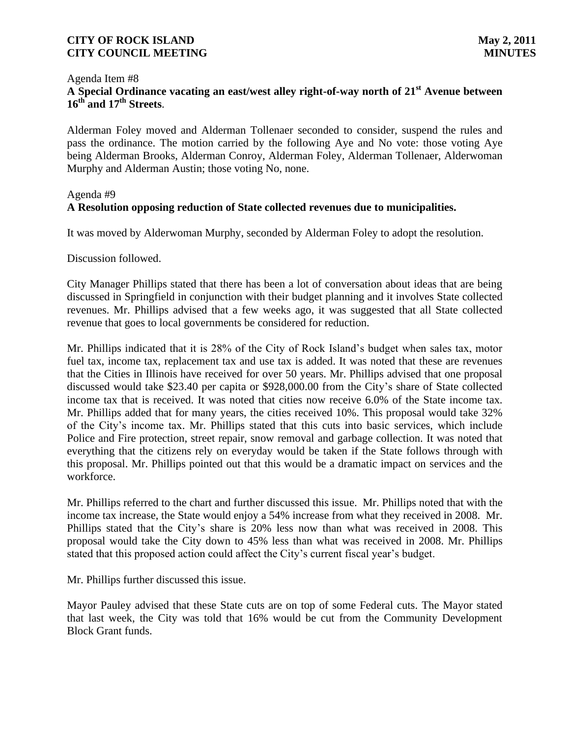Agenda Item #8

**A Special Ordinance vacating an east/west alley right-of-way north of 21st Avenue between 16th and 17th Streets**.

Alderman Foley moved and Alderman Tollenaer seconded to consider, suspend the rules and pass the ordinance. The motion carried by the following Aye and No vote: those voting Aye being Alderman Brooks, Alderman Conroy, Alderman Foley, Alderman Tollenaer, Alderwoman Murphy and Alderman Austin; those voting No, none.

Agenda #9

**A Resolution opposing reduction of State collected revenues due to municipalities.**

It was moved by Alderwoman Murphy, seconded by Alderman Foley to adopt the resolution.

Discussion followed.

City Manager Phillips stated that there has been a lot of conversation about ideas that are being discussed in Springfield in conjunction with their budget planning and it involves State collected revenues. Mr. Phillips advised that a few weeks ago, it was suggested that all State collected revenue that goes to local governments be considered for reduction.

Mr. Phillips indicated that it is 28% of the City of Rock Island's budget when sales tax, motor fuel tax, income tax, replacement tax and use tax is added. It was noted that these are revenues that the Cities in Illinois have received for over 50 years. Mr. Phillips advised that one proposal discussed would take $23.40 per capita or $928,000.00 from the City's share of State collected income tax that is received. It was noted that cities now receive 6.0% of the State income tax. Mr. Phillips added that for many years, the cities received 10%. This proposal would take 32% of the City's income tax. Mr. Phillips stated that this cuts into basic services, which include Police and Fire protection, street repair, snow removal and garbage collection. It was noted that everything that the citizens rely on everyday would be taken if the State follows through with this proposal. Mr. Phillips pointed out that this would be a dramatic impact on services and the workforce.

Mr. Phillips referred to the chart and further discussed this issue. Mr. Phillips noted that with the income tax increase, the State would enjoy a 54% increase from what they received in 2008. Mr. Phillips stated that the City's share is 20% less now than what was received in 2008. This proposal would take the City down to 45% less than what was received in 2008. Mr. Phillips stated that this proposed action could affect the City's current fiscal year's budget.

Mr. Phillips further discussed this issue.

Mayor Pauley advised that these State cuts are on top of some Federal cuts. The Mayor stated that last week, the City was told that 16% would be cut from the Community Development Block Grant funds.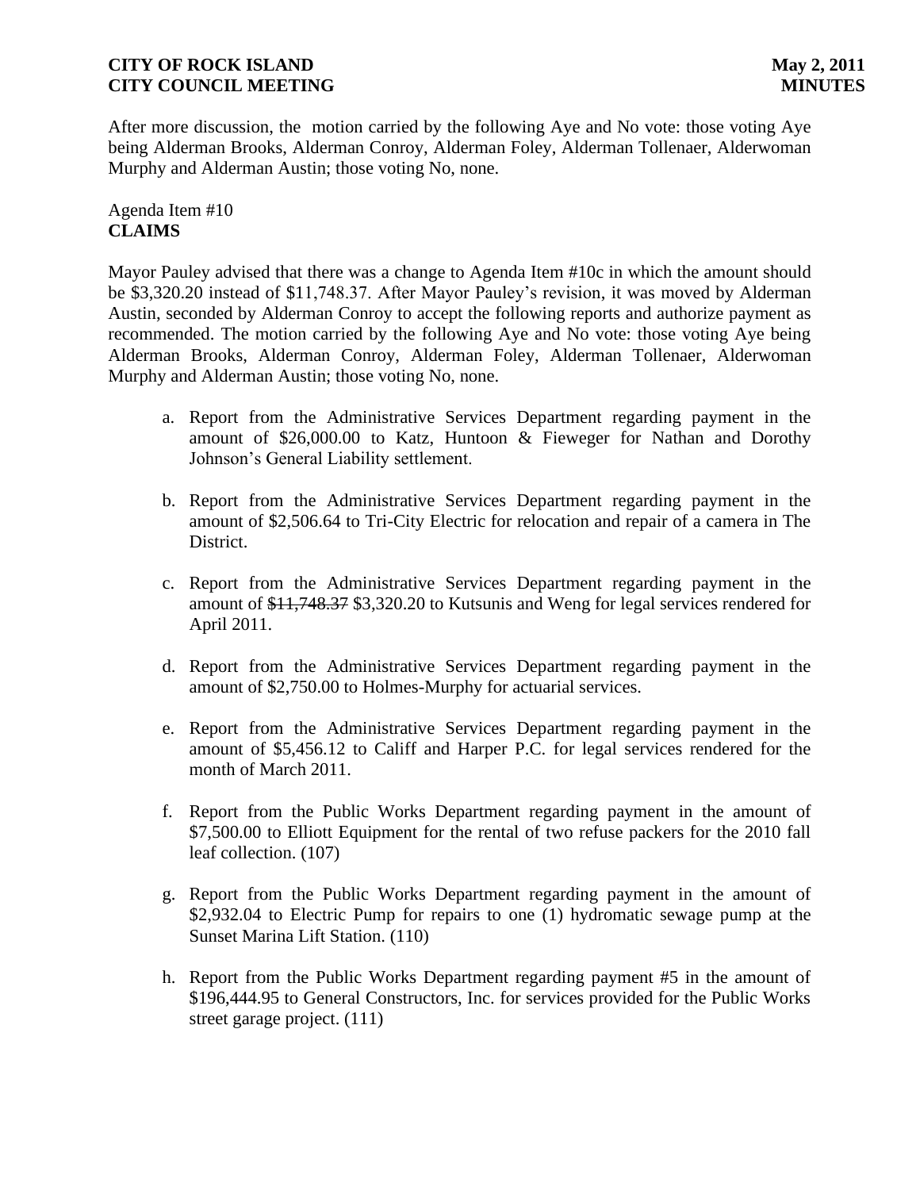After more discussion, the motion carried by the following Aye and No vote: those voting Aye being Alderman Brooks, Alderman Conroy, Alderman Foley, Alderman Tollenaer, Alderwoman Murphy and Alderman Austin; those voting No, none.

Agenda Item #10
**CLAIMS**

Mayor Pauley advised that there was a change to Agenda Item #10c in which the amount should be $3,320.20 instead of $11,748.37. After Mayor Pauley's revision, it was moved by Alderman Austin, seconded by Alderman Conroy to accept the following reports and authorize payment as recommended. The motion carried by the following Aye and No vote: those voting Aye being Alderman Brooks, Alderman Conroy, Alderman Foley, Alderman Tollenaer, Alderwoman Murphy and Alderman Austin; those voting No, none.

a. Report from the Administrative Services Department regarding payment in the amount of $26,000.00 to Katz, Huntoon & Fieweger for Nathan and Dorothy Johnson's General Liability settlement.

b. Report from the Administrative Services Department regarding payment in the amount of $2,506.64 to Tri-City Electric for relocation and repair of a camera in The District.

c. Report from the Administrative Services Department regarding payment in the amount of ~~$11,748.37~~ $3,320.20 to Kutsunis and Weng for legal services rendered for April 2011.

d. Report from the Administrative Services Department regarding payment in the amount of $2,750.00 to Holmes-Murphy for actuarial services.

e. Report from the Administrative Services Department regarding payment in the amount of $5,456.12 to Califf and Harper P.C. for legal services rendered for the month of March 2011.

f. Report from the Public Works Department regarding payment in the amount of $7,500.00 to Elliott Equipment for the rental of two refuse packers for the 2010 fall leaf collection. (107)

g. Report from the Public Works Department regarding payment in the amount of $2,932.04 to Electric Pump for repairs to one (1) hydromatic sewage pump at the Sunset Marina Lift Station. (110)

h. Report from the Public Works Department regarding payment #5 in the amount of $196,444.95 to General Constructors, Inc. for services provided for the Public Works street garage project. (111)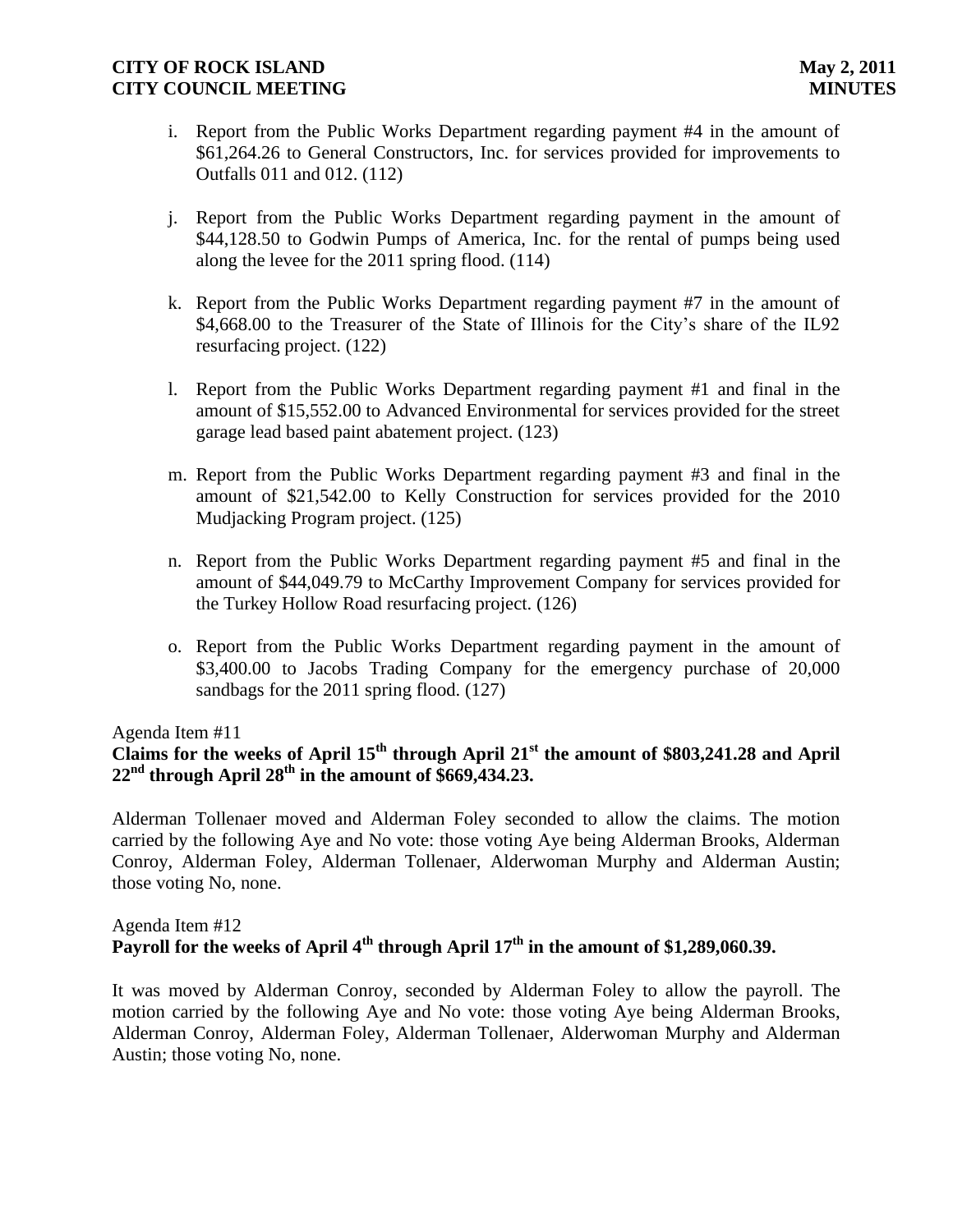i. Report from the Public Works Department regarding payment #4 in the amount of $61,264.26 to General Constructors, Inc. for services provided for improvements to Outfalls 011 and 012. (112)

j. Report from the Public Works Department regarding payment in the amount of $44,128.50 to Godwin Pumps of America, Inc. for the rental of pumps being used along the levee for the 2011 spring flood. (114)

k. Report from the Public Works Department regarding payment #7 in the amount of $4,668.00 to the Treasurer of the State of Illinois for the City's share of the IL92 resurfacing project. (122)

l. Report from the Public Works Department regarding payment #1 and final in the amount of $15,552.00 to Advanced Environmental for services provided for the street garage lead based paint abatement project. (123)

m. Report from the Public Works Department regarding payment #3 and final in the amount of $21,542.00 to Kelly Construction for services provided for the 2010 Mudjacking Program project. (125)

n. Report from the Public Works Department regarding payment #5 and final in the amount of $44,049.79 to McCarthy Improvement Company for services provided for the Turkey Hollow Road resurfacing project. (126)

o. Report from the Public Works Department regarding payment in the amount of $3,400.00 to Jacobs Trading Company for the emergency purchase of 20,000 sandbags for the 2011 spring flood. (127)

Agenda Item #11

**Claims for the weeks of April 15th through April 21st the amount of $803,241.28 and April 22nd through April 28th in the amount of $669,434.23.**

Alderman Tollenaer moved and Alderman Foley seconded to allow the claims. The motion carried by the following Aye and No vote: those voting Aye being Alderman Brooks, Alderman Conroy, Alderman Foley, Alderman Tollenaer, Alderwoman Murphy and Alderman Austin; those voting No, none.

Agenda Item #12

**Payroll for the weeks of April 4th through April 17th in the amount of $1,289,060.39.**

It was moved by Alderman Conroy, seconded by Alderman Foley to allow the payroll. The motion carried by the following Aye and No vote: those voting Aye being Alderman Brooks, Alderman Conroy, Alderman Foley, Alderman Tollenaer, Alderwoman Murphy and Alderman Austin; those voting No, none.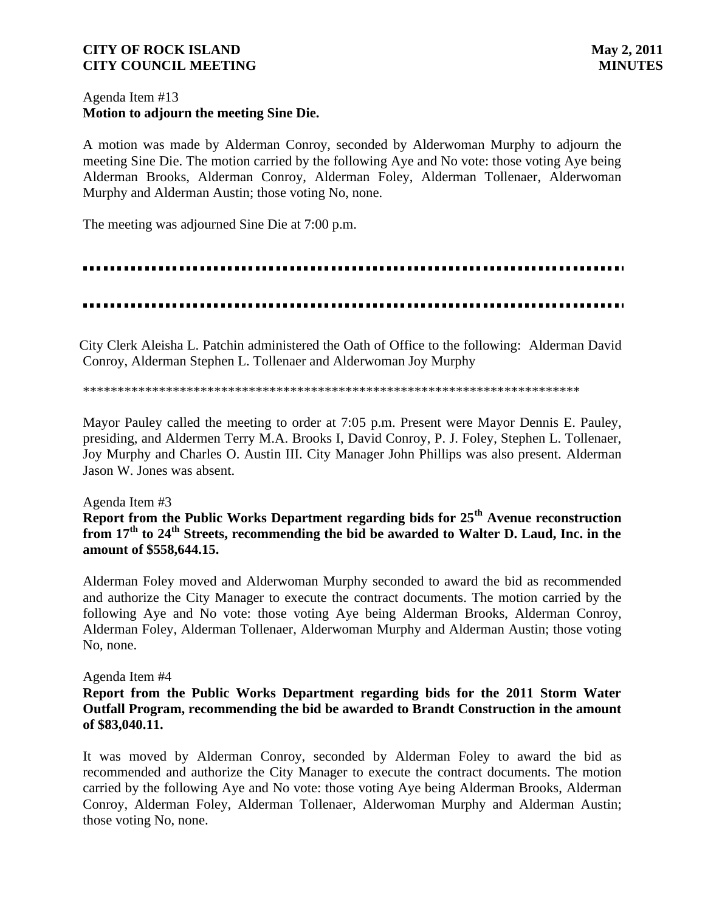Agenda Item #13
**Motion to adjourn the meeting Sine Die.**

A motion was made by Alderman Conroy, seconded by Alderwoman Murphy to adjourn the meeting Sine Die. The motion carried by the following Aye and No vote: those voting Aye being Alderman Brooks, Alderman Conroy, Alderman Foley, Alderman Tollenaer, Alderwoman Murphy and Alderman Austin; those voting No, none.

The meeting was adjourned Sine Die at 7:00 p.m.

---

---

City Clerk Aleisha L. Patchin administered the Oath of Office to the following: Alderman David Conroy, Alderman Stephen L. Tollenaer and Alderwoman Joy Murphy

*************************************************************************

Mayor Pauley called the meeting to order at 7:05 p.m. Present were Mayor Dennis E. Pauley, presiding, and Aldermen Terry M.A. Brooks I, David Conroy, P. J. Foley, Stephen L. Tollenaer, Joy Murphy and Charles O. Austin III. City Manager John Phillips was also present. Alderman Jason W. Jones was absent.

Agenda Item #3
**Report from the Public Works Department regarding bids for 25th Avenue reconstruction from 17th to 24th Streets, recommending the bid be awarded to Walter D. Laud, Inc. in the amount of $558,644.15.**

Alderman Foley moved and Alderwoman Murphy seconded to award the bid as recommended and authorize the City Manager to execute the contract documents. The motion carried by the following Aye and No vote: those voting Aye being Alderman Brooks, Alderman Conroy, Alderman Foley, Alderman Tollenaer, Alderwoman Murphy and Alderman Austin; those voting No, none.

Agenda Item #4
**Report from the Public Works Department regarding bids for the 2011 Storm Water Outfall Program, recommending the bid be awarded to Brandt Construction in the amount of $83,040.11.**

It was moved by Alderman Conroy, seconded by Alderman Foley to award the bid as recommended and authorize the City Manager to execute the contract documents. The motion carried by the following Aye and No vote: those voting Aye being Alderman Brooks, Alderman Conroy, Alderman Foley, Alderman Tollenaer, Alderwoman Murphy and Alderman Austin; those voting No, none.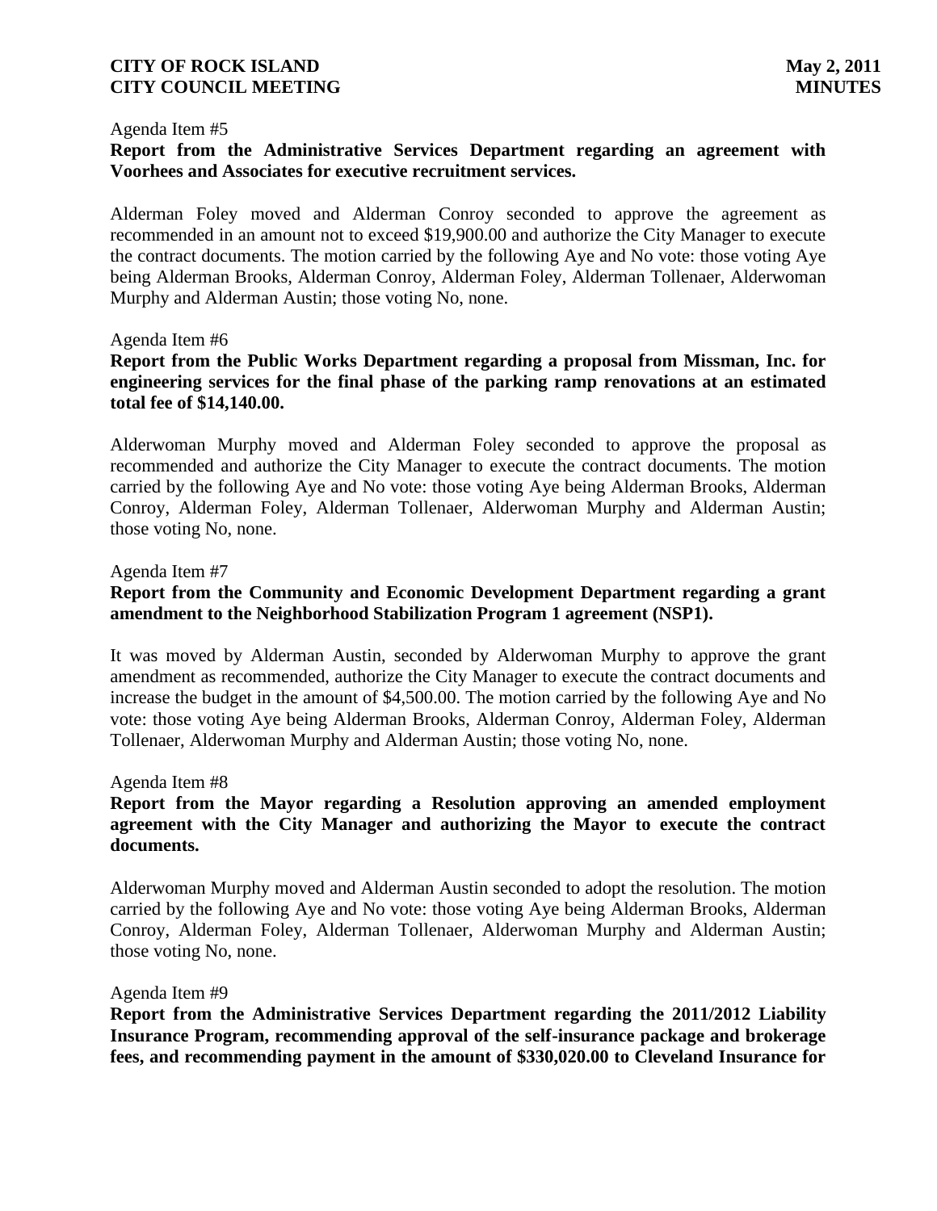Agenda Item #5

**Report from the Administrative Services Department regarding an agreement with Voorhees and Associates for executive recruitment services.**

Alderman Foley moved and Alderman Conroy seconded to approve the agreement as recommended in an amount not to exceed $19,900.00 and authorize the City Manager to execute the contract documents. The motion carried by the following Aye and No vote: those voting Aye being Alderman Brooks, Alderman Conroy, Alderman Foley, Alderman Tollenaer, Alderwoman Murphy and Alderman Austin; those voting No, none.

Agenda Item #6

**Report from the Public Works Department regarding a proposal from Missman, Inc. for engineering services for the final phase of the parking ramp renovations at an estimated total fee of $14,140.00.**

Alderwoman Murphy moved and Alderman Foley seconded to approve the proposal as recommended and authorize the City Manager to execute the contract documents. The motion carried by the following Aye and No vote: those voting Aye being Alderman Brooks, Alderman Conroy, Alderman Foley, Alderman Tollenaer, Alderwoman Murphy and Alderman Austin; those voting No, none.

Agenda Item #7

**Report from the Community and Economic Development Department regarding a grant amendment to the Neighborhood Stabilization Program 1 agreement (NSP1).**

It was moved by Alderman Austin, seconded by Alderwoman Murphy to approve the grant amendment as recommended, authorize the City Manager to execute the contract documents and increase the budget in the amount of $4,500.00. The motion carried by the following Aye and No vote: those voting Aye being Alderman Brooks, Alderman Conroy, Alderman Foley, Alderman Tollenaer, Alderwoman Murphy and Alderman Austin; those voting No, none.

Agenda Item #8

**Report from the Mayor regarding a Resolution approving an amended employment agreement with the City Manager and authorizing the Mayor to execute the contract documents.**

Alderwoman Murphy moved and Alderman Austin seconded to adopt the resolution. The motion carried by the following Aye and No vote: those voting Aye being Alderman Brooks, Alderman Conroy, Alderman Foley, Alderman Tollenaer, Alderwoman Murphy and Alderman Austin; those voting No, none.

Agenda Item #9

**Report from the Administrative Services Department regarding the 2011/2012 Liability Insurance Program, recommending approval of the self-insurance package and brokerage fees, and recommending payment in the amount of $330,020.00 to Cleveland Insurance for**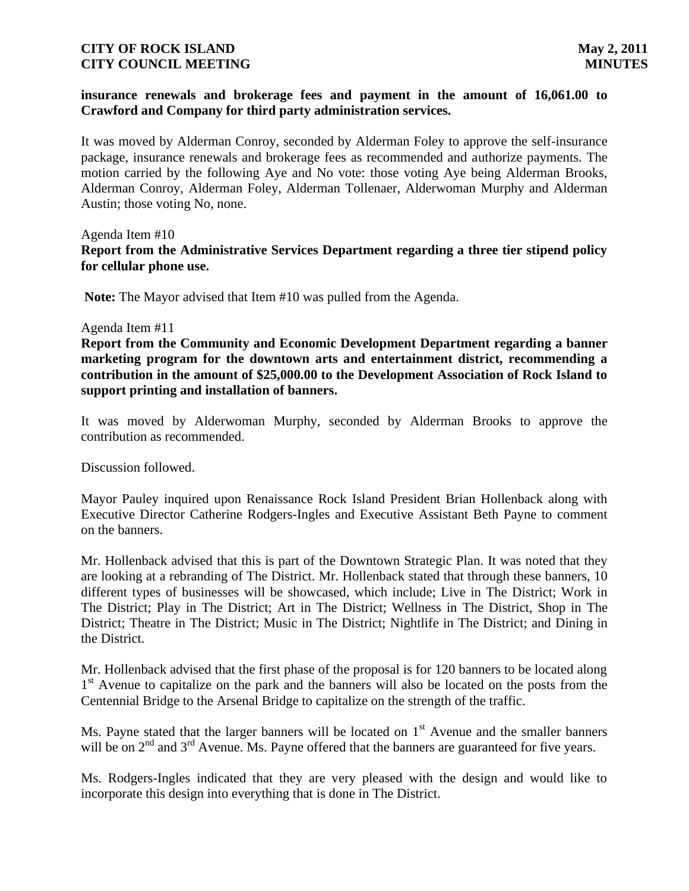**insurance renewals and brokerage fees and payment in the amount of 16,061.00 to Crawford and Company for third party administration services.**

It was moved by Alderman Conroy, seconded by Alderman Foley to approve the self-insurance package, insurance renewals and brokerage fees as recommended and authorize payments. The motion carried by the following Aye and No vote: those voting Aye being Alderman Brooks, Alderman Conroy, Alderman Foley, Alderman Tollenaer, Alderwoman Murphy and Alderman Austin; those voting No, none.

Agenda Item #10

**Report from the Administrative Services Department regarding a three tier stipend policy for cellular phone use.**

**Note:** The Mayor advised that Item #10 was pulled from the Agenda.

Agenda Item #11

**Report from the Community and Economic Development Department regarding a banner marketing program for the downtown arts and entertainment district, recommending a contribution in the amount of $25,000.00 to the Development Association of Rock Island to support printing and installation of banners.**

It was moved by Alderwoman Murphy, seconded by Alderman Brooks to approve the contribution as recommended.

Discussion followed.

Mayor Pauley inquired upon Renaissance Rock Island President Brian Hollenback along with Executive Director Catherine Rodgers-Ingles and Executive Assistant Beth Payne to comment on the banners.

Mr. Hollenback advised that this is part of the Downtown Strategic Plan. It was noted that they are looking at a rebranding of The District. Mr. Hollenback stated that through these banners, 10 different types of businesses will be showcased, which include; Live in The District; Work in The District; Play in The District; Art in The District; Wellness in The District, Shop in The District; Theatre in The District; Music in The District; Nightlife in The District; and Dining in the District.

Mr. Hollenback advised that the first phase of the proposal is for 120 banners to be located along 1st Avenue to capitalize on the park and the banners will also be located on the posts from the Centennial Bridge to the Arsenal Bridge to capitalize on the strength of the traffic.

Ms. Payne stated that the larger banners will be located on 1st Avenue and the smaller banners will be on 2nd and 3rd Avenue. Ms. Payne offered that the banners are guaranteed for five years.

Ms. Rodgers-Ingles indicated that they are very pleased with the design and would like to incorporate this design into everything that is done in The District.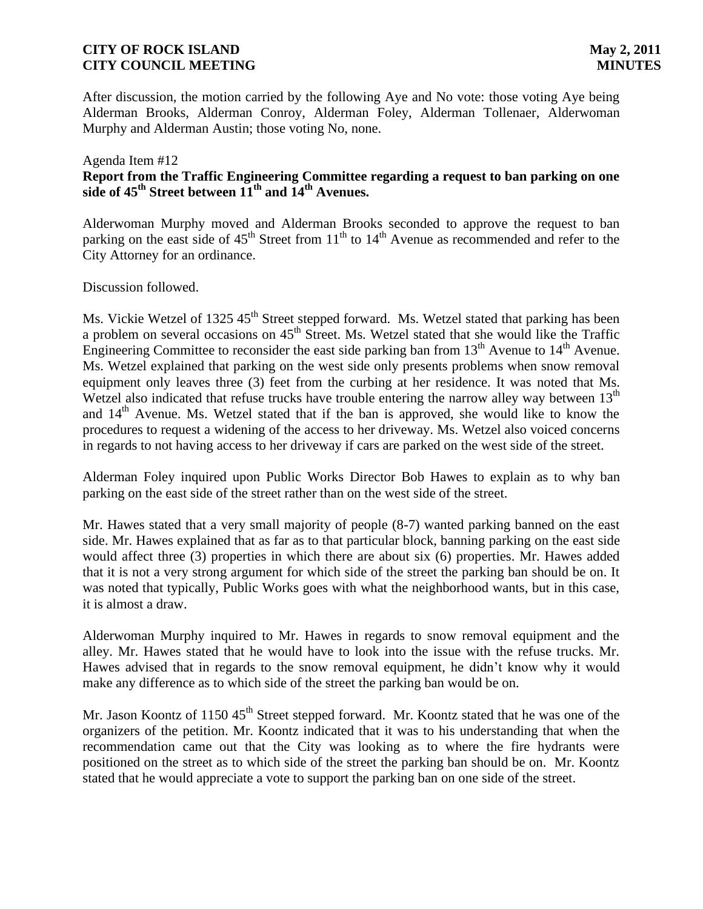After discussion, the motion carried by the following Aye and No vote: those voting Aye being Alderman Brooks, Alderman Conroy, Alderman Foley, Alderman Tollenaer, Alderwoman Murphy and Alderman Austin; those voting No, none.

Agenda Item #12

**Report from the Traffic Engineering Committee regarding a request to ban parking on one side of 45th Street between 11th and 14th Avenues.**

Alderwoman Murphy moved and Alderman Brooks seconded to approve the request to ban parking on the east side of 45th Street from 11th to 14th Avenue as recommended and refer to the City Attorney for an ordinance.

Discussion followed.

Ms. Vickie Wetzel of 1325 45th Street stepped forward. Ms. Wetzel stated that parking has been a problem on several occasions on 45th Street. Ms. Wetzel stated that she would like the Traffic Engineering Committee to reconsider the east side parking ban from 13th Avenue to 14th Avenue. Ms. Wetzel explained that parking on the west side only presents problems when snow removal equipment only leaves three (3) feet from the curbing at her residence. It was noted that Ms. Wetzel also indicated that refuse trucks have trouble entering the narrow alley way between 13th and 14th Avenue. Ms. Wetzel stated that if the ban is approved, she would like to know the procedures to request a widening of the access to her driveway. Ms. Wetzel also voiced concerns in regards to not having access to her driveway if cars are parked on the west side of the street.

Alderman Foley inquired upon Public Works Director Bob Hawes to explain as to why ban parking on the east side of the street rather than on the west side of the street.

Mr. Hawes stated that a very small majority of people (8-7) wanted parking banned on the east side. Mr. Hawes explained that as far as to that particular block, banning parking on the east side would affect three (3) properties in which there are about six (6) properties. Mr. Hawes added that it is not a very strong argument for which side of the street the parking ban should be on. It was noted that typically, Public Works goes with what the neighborhood wants, but in this case, it is almost a draw.

Alderwoman Murphy inquired to Mr. Hawes in regards to snow removal equipment and the alley. Mr. Hawes stated that he would have to look into the issue with the refuse trucks. Mr. Hawes advised that in regards to the snow removal equipment, he didn't know why it would make any difference as to which side of the street the parking ban would be on.

Mr. Jason Koontz of 1150 45th Street stepped forward. Mr. Koontz stated that he was one of the organizers of the petition. Mr. Koontz indicated that it was to his understanding that when the recommendation came out that the City was looking as to where the fire hydrants were positioned on the street as to which side of the street the parking ban should be on. Mr. Koontz stated that he would appreciate a vote to support the parking ban on one side of the street.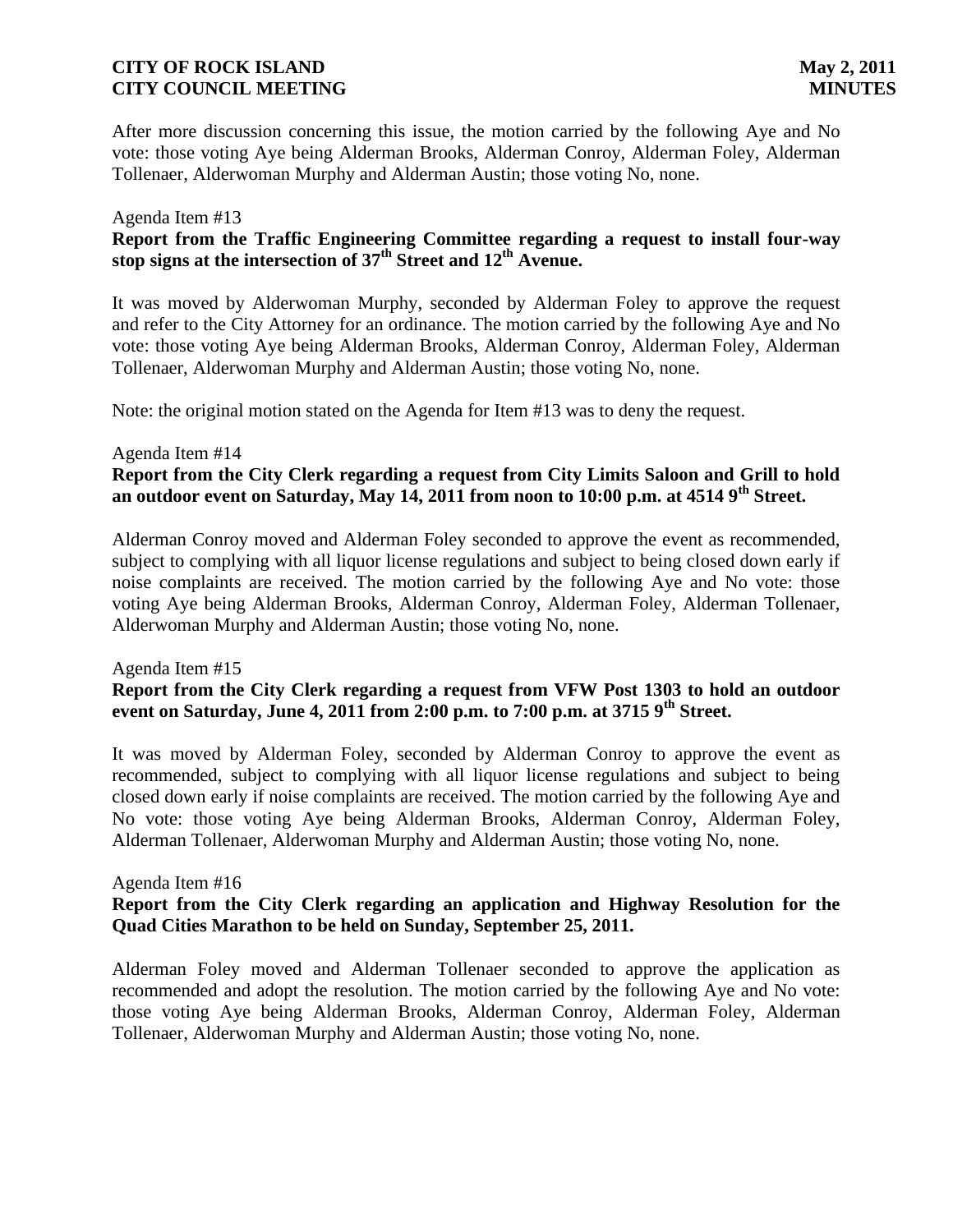After more discussion concerning this issue, the motion carried by the following Aye and No vote: those voting Aye being Alderman Brooks, Alderman Conroy, Alderman Foley, Alderman Tollenaer, Alderwoman Murphy and Alderman Austin; those voting No, none.

Agenda Item #13

**Report from the Traffic Engineering Committee regarding a request to install four-way stop signs at the intersection of 37th Street and 12th Avenue.**

It was moved by Alderwoman Murphy, seconded by Alderman Foley to approve the request and refer to the City Attorney for an ordinance. The motion carried by the following Aye and No vote: those voting Aye being Alderman Brooks, Alderman Conroy, Alderman Foley, Alderman Tollenaer, Alderwoman Murphy and Alderman Austin; those voting No, none.

Note: the original motion stated on the Agenda for Item #13 was to deny the request.

Agenda Item #14

**Report from the City Clerk regarding a request from City Limits Saloon and Grill to hold an outdoor event on Saturday, May 14, 2011 from noon to 10:00 p.m. at 4514 9th Street.**

Alderman Conroy moved and Alderman Foley seconded to approve the event as recommended, subject to complying with all liquor license regulations and subject to being closed down early if noise complaints are received. The motion carried by the following Aye and No vote: those voting Aye being Alderman Brooks, Alderman Conroy, Alderman Foley, Alderman Tollenaer, Alderwoman Murphy and Alderman Austin; those voting No, none.

Agenda Item #15

**Report from the City Clerk regarding a request from VFW Post 1303 to hold an outdoor event on Saturday, June 4, 2011 from 2:00 p.m. to 7:00 p.m. at 3715 9th Street.**

It was moved by Alderman Foley, seconded by Alderman Conroy to approve the event as recommended, subject to complying with all liquor license regulations and subject to being closed down early if noise complaints are received. The motion carried by the following Aye and No vote: those voting Aye being Alderman Brooks, Alderman Conroy, Alderman Foley, Alderman Tollenaer, Alderwoman Murphy and Alderman Austin; those voting No, none.

Agenda Item #16

**Report from the City Clerk regarding an application and Highway Resolution for the Quad Cities Marathon to be held on Sunday, September 25, 2011.**

Alderman Foley moved and Alderman Tollenaer seconded to approve the application as recommended and adopt the resolution. The motion carried by the following Aye and No vote: those voting Aye being Alderman Brooks, Alderman Conroy, Alderman Foley, Alderman Tollenaer, Alderwoman Murphy and Alderman Austin; those voting No, none.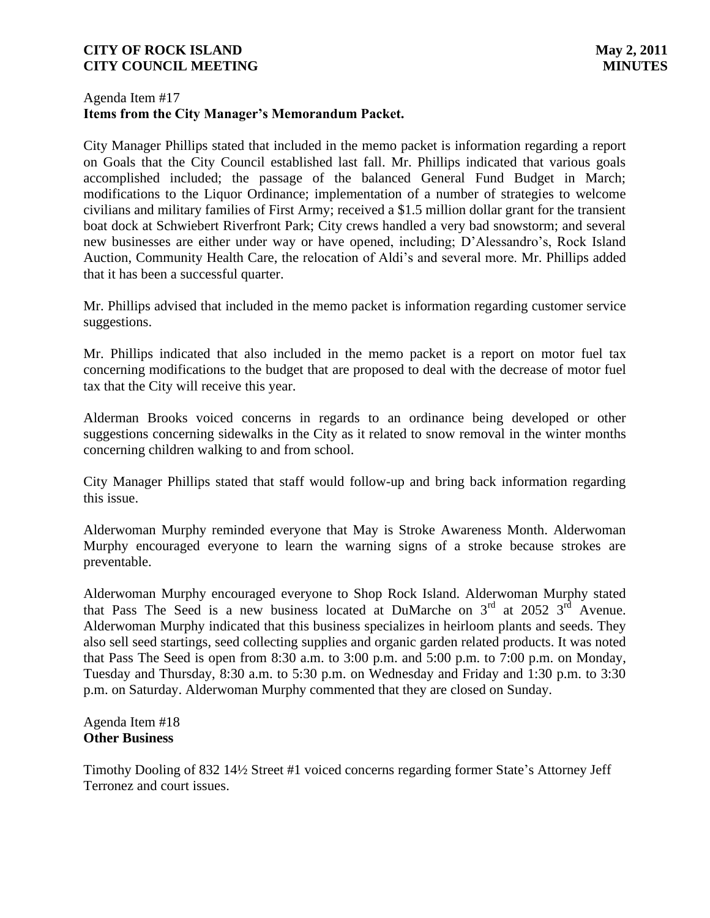Agenda Item #17
**Items from the City Manager's Memorandum Packet.**

City Manager Phillips stated that included in the memo packet is information regarding a report on Goals that the City Council established last fall. Mr. Phillips indicated that various goals accomplished included; the passage of the balanced General Fund Budget in March; modifications to the Liquor Ordinance; implementation of a number of strategies to welcome civilians and military families of First Army; received a $1.5 million dollar grant for the transient boat dock at Schwiebert Riverfront Park; City crews handled a very bad snowstorm; and several new businesses are either under way or have opened, including; D'Alessandro's, Rock Island Auction, Community Health Care, the relocation of Aldi's and several more. Mr. Phillips added that it has been a successful quarter.

Mr. Phillips advised that included in the memo packet is information regarding customer service suggestions.

Mr. Phillips indicated that also included in the memo packet is a report on motor fuel tax concerning modifications to the budget that are proposed to deal with the decrease of motor fuel tax that the City will receive this year.

Alderman Brooks voiced concerns in regards to an ordinance being developed or other suggestions concerning sidewalks in the City as it related to snow removal in the winter months concerning children walking to and from school.

City Manager Phillips stated that staff would follow-up and bring back information regarding this issue.

Alderwoman Murphy reminded everyone that May is Stroke Awareness Month. Alderwoman Murphy encouraged everyone to learn the warning signs of a stroke because strokes are preventable.

Alderwoman Murphy encouraged everyone to Shop Rock Island. Alderwoman Murphy stated that Pass The Seed is a new business located at DuMarche on 3rd at 2052 3rd Avenue. Alderwoman Murphy indicated that this business specializes in heirloom plants and seeds. They also sell seed startings, seed collecting supplies and organic garden related products. It was noted that Pass The Seed is open from 8:30 a.m. to 3:00 p.m. and 5:00 p.m. to 7:00 p.m. on Monday, Tuesday and Thursday, 8:30 a.m. to 5:30 p.m. on Wednesday and Friday and 1:30 p.m. to 3:30 p.m. on Saturday. Alderwoman Murphy commented that they are closed on Sunday.

Agenda Item #18
**Other Business**

Timothy Dooling of 832 14½ Street #1 voiced concerns regarding former State's Attorney Jeff Terronez and court issues.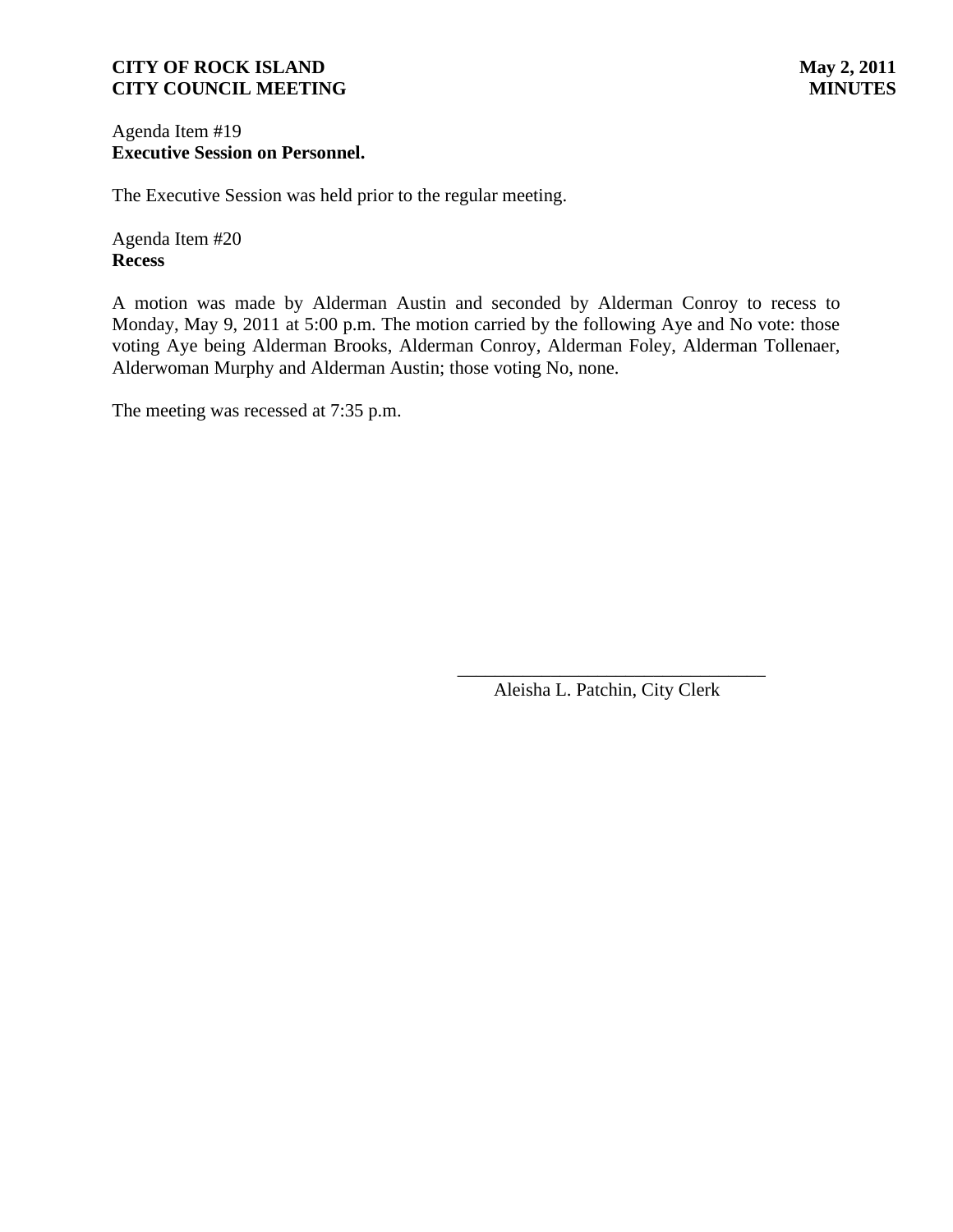Agenda Item #19
**Executive Session on Personnel.**

The Executive Session was held prior to the regular meeting.

Agenda Item #20
**Recess**

A motion was made by Alderman Austin and seconded by Alderman Conroy to recess to Monday, May 9, 2011 at 5:00 p.m. The motion carried by the following Aye and No vote: those voting Aye being Alderman Brooks, Alderman Conroy, Alderman Foley, Alderman Tollenaer, Alderwoman Murphy and Alderman Austin; those voting No, none.

The meeting was recessed at 7:35 p.m.

\_\_\_\_\_\_\_\_\_\_\_\_\_\_\_\_\_\_\_\_\_\_\_\_\_\_\_\_\_\_\_\_\_

Aleisha L. Patchin, City Clerk